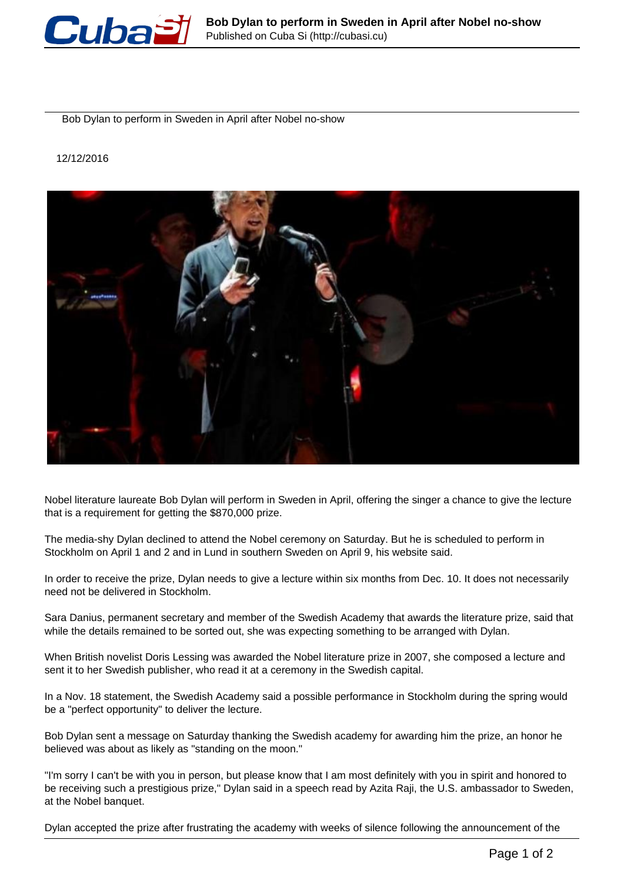# Bob Dylan to perform in Sweden in April after Nobel no-show

12/12/2016

Nobel literature laureate Bob Dylan will perform in Sweden in April, offering the singer a chance to give the lecture that is a requirement for getting the $870,000 prize.

The media-shy Dylan declined to attend the Nobel ceremony on Saturday. But he is scheduled to perform in Stockholm on April 1 and 2 and in Lund in southern Sweden on April 9, his website said.

In order to receive the prize, Dylan needs to give a lecture within six months from Dec. 10. It does not necessarily need not be delivered in Stockholm.

Sara Danius, permanent secretary and member of the Swedish Academy that awards the literature prize, said that while the details remained to be sorted out, she was expecting something to be arranged with Dylan.

When British novelist Doris Lessing was awarded the Nobel literature prize in 2007, she composed a lecture and sent it to her Swedish publisher, who read it at a ceremony in the Swedish capital.

In a Nov. 18 statement, the Swedish Academy said a possible performance in Stockholm during the spring would be a "perfect opportunity" to deliver the lecture.

Bob Dylan sent a message on Saturday thanking the Swedish academy for awarding him the prize, an honor he believed was about as likely as "standing on the moon."

"I'm sorry I can't be with you in person, but please know that I am most definitely with you in spirit and honored to be receiving such a prestigious prize," Dylan said in a speech read by Azita Raji, the U.S. ambassador to Sweden, at the Nobel banquet.

Dylan accepted the prize after frustrating the academy with weeks of silence following the announcement of the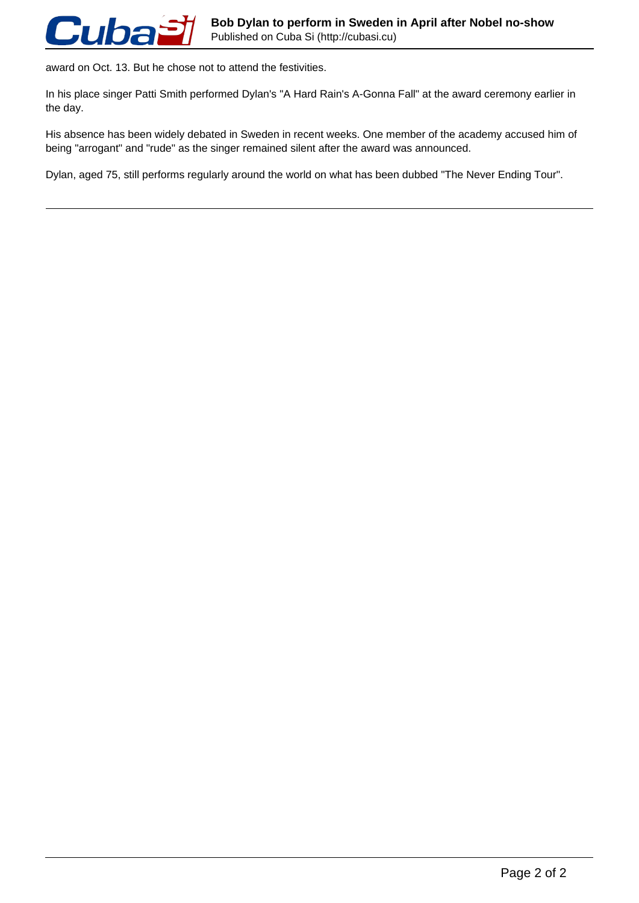award on Oct. 13. But he chose not to attend the festivities.

In his place singer Patti Smith performed Dylan's "A Hard Rain's A-Gonna Fall" at the award ceremony earlier in the day.

His absence has been widely debated in Sweden in recent weeks. One member of the academy accused him of being "arrogant" and "rude" as the singer remained silent after the award was announced.

Dylan, aged 75, still performs regularly around the world on what has been dubbed "The Never Ending Tour".